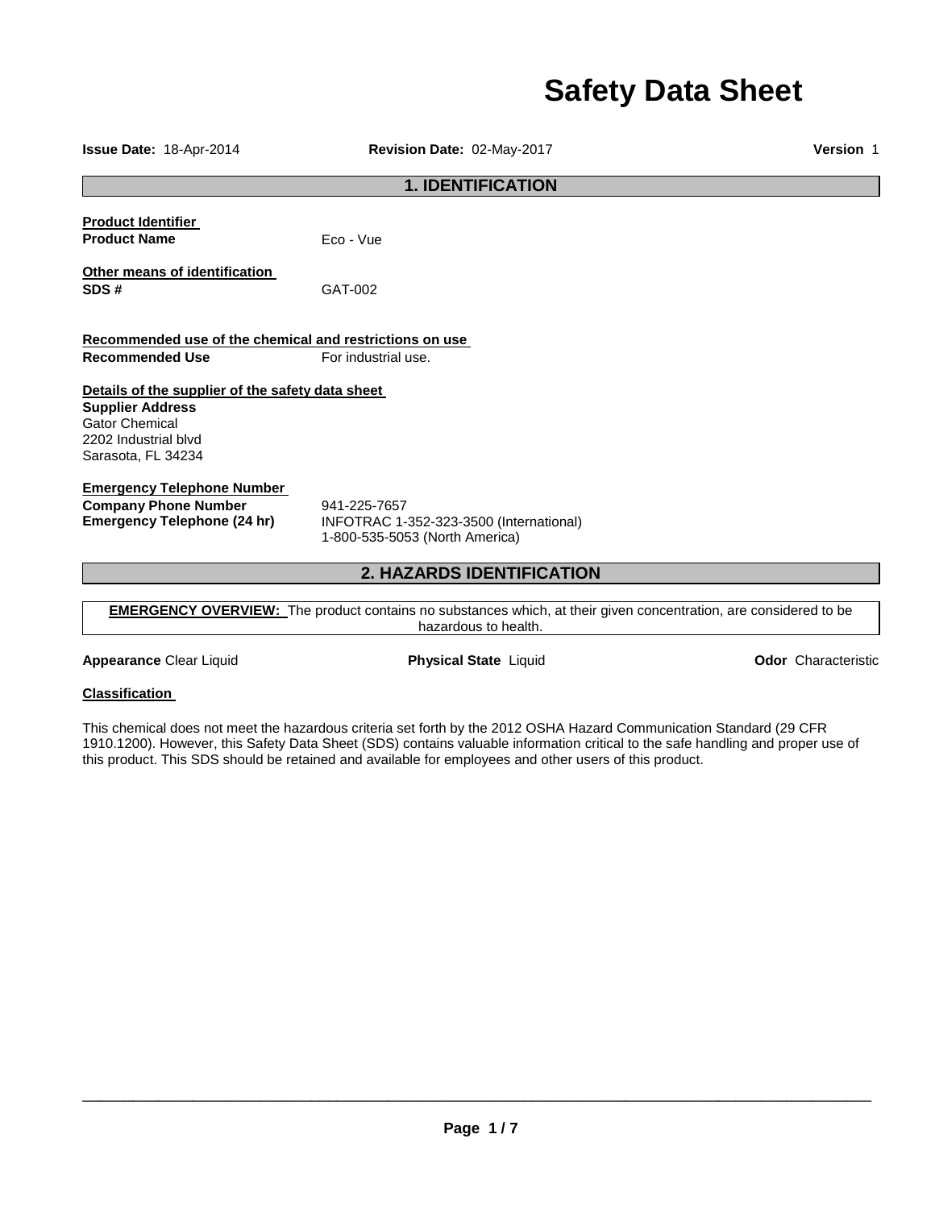# Safety Data Sheet

**Issue Date:** 18-Apr-2014 **Revision Date:** 02-May-2017 **Version** 1

## 1. IDENTIFICATION

**Product Identifier**

**Product Name** Eco - Vue

**Other means of identification**

**SDS #** GAT-002

**Recommended use of the chemical and restrictions on use**

**Recommended Use** For industrial use.

**Details of the supplier of the safety data sheet**

**Supplier Address**
Gator Chemical
2202 Industrial blvd
Sarasota, FL 34234

**Emergency Telephone Number**

**Company Phone Number** 941-225-7657

**Emergency Telephone (24 hr)** INFOTRAC 1-352-323-3500 (International)
1-800-535-5053 (North America)

## 2. HAZARDS IDENTIFICATION

**EMERGENCY OVERVIEW:** The product contains no substances which, at their given concentration, are considered to be hazardous to health.

**Appearance** Clear Liquid **Physical State** Liquid **Odor** Characteristic

**Classification**

This chemical does not meet the hazardous criteria set forth by the 2012 OSHA Hazard Communication Standard (29 CFR 1910.1200). However, this Safety Data Sheet (SDS) contains valuable information critical to the safe handling and proper use of this product. This SDS should be retained and available for employees and other users of this product.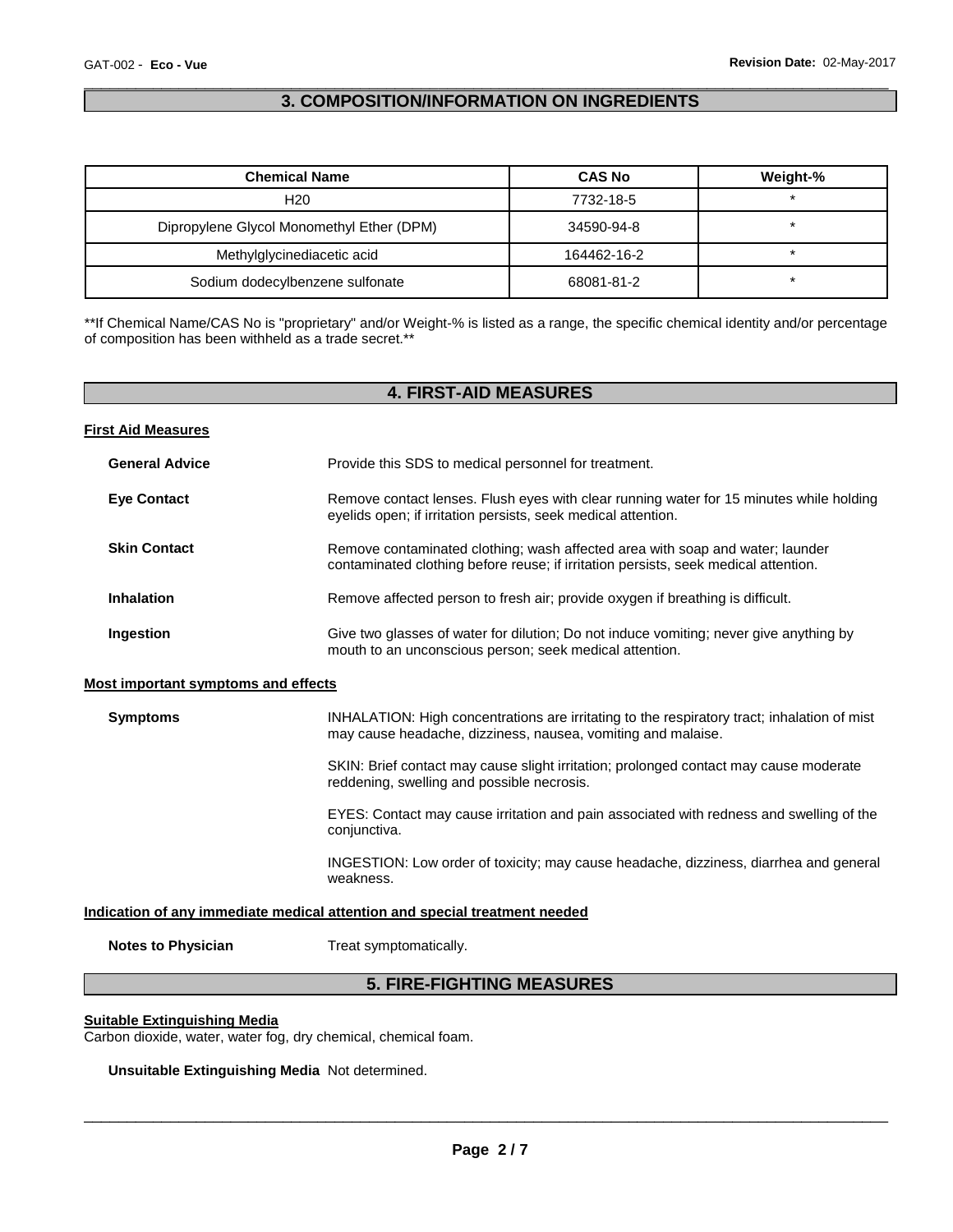## 3. COMPOSITION/INFORMATION ON INGREDIENTS

| Chemical Name | CAS No | Weight-% |
|---|---|---|
| H20 | 7732-18-5 | * |
| Dipropylene Glycol Monomethyl Ether (DPM) | 34590-94-8 | * |
| Methylglycinediacetic acid | 164462-16-2 | * |
| Sodium dodecylbenzene sulfonate | 68081-81-2 | * |

**If Chemical Name/CAS No is "proprietary" and/or Weight-% is listed as a range, the specific chemical identity and/or percentage of composition has been withheld as a trade secret.**

## 4. FIRST-AID MEASURES

### First Aid Measures

**General Advice** Provide this SDS to medical personnel for treatment.

**Eye Contact** Remove contact lenses. Flush eyes with clear running water for 15 minutes while holding eyelids open; if irritation persists, seek medical attention.

**Skin Contact** Remove contaminated clothing; wash affected area with soap and water; launder contaminated clothing before reuse; if irritation persists, seek medical attention.

**Inhalation** Remove affected person to fresh air; provide oxygen if breathing is difficult.

**Ingestion** Give two glasses of water for dilution; Do not induce vomiting; never give anything by mouth to an unconscious person; seek medical attention.

### Most important symptoms and effects

**Symptoms** INHALATION: High concentrations are irritating to the respiratory tract; inhalation of mist may cause headache, dizziness, nausea, vomiting and malaise.

SKIN: Brief contact may cause slight irritation; prolonged contact may cause moderate reddening, swelling and possible necrosis.

EYES: Contact may cause irritation and pain associated with redness and swelling of the conjunctiva.

INGESTION: Low order of toxicity; may cause headache, dizziness, diarrhea and general weakness.

### Indication of any immediate medical attention and special treatment needed

**Notes to Physician** Treat symptomatically.

## 5. FIRE-FIGHTING MEASURES

### Suitable Extinguishing Media

Carbon dioxide, water, water fog, dry chemical, chemical foam.

**Unsuitable Extinguishing Media** Not determined.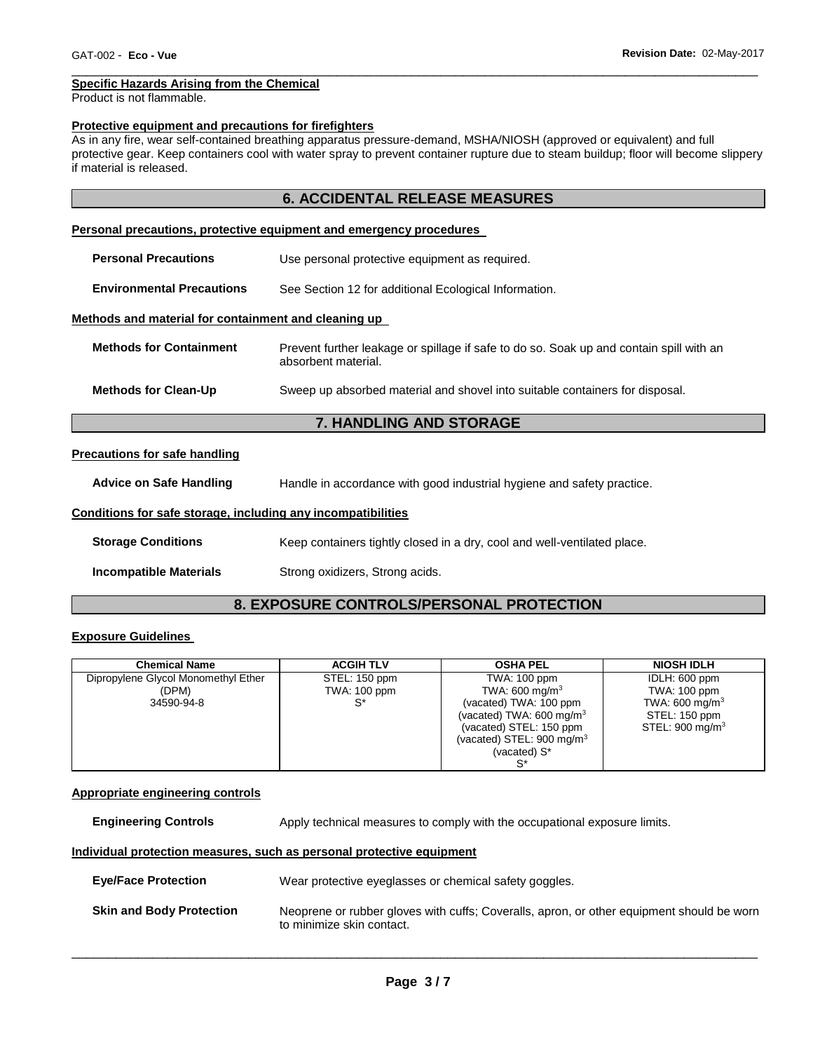**Specific Hazards Arising from the Chemical**

Product is not flammable.

**Protective equipment and precautions for firefighters**

As in any fire, wear self-contained breathing apparatus pressure-demand, MSHA/NIOSH (approved or equivalent) and full protective gear. Keep containers cool with water spray to prevent container rupture due to steam buildup; floor will become slippery if material is released.

## 6. ACCIDENTAL RELEASE MEASURES

**Personal precautions, protective equipment and emergency procedures**

**Personal Precautions** Use personal protective equipment as required.

**Environmental Precautions** See Section 12 for additional Ecological Information.

**Methods and material for containment and cleaning up**

**Methods for Containment** Prevent further leakage or spillage if safe to do so. Soak up and contain spill with an absorbent material.

**Methods for Clean-Up** Sweep up absorbed material and shovel into suitable containers for disposal.

## 7. HANDLING AND STORAGE

**Precautions for safe handling**

**Advice on Safe Handling** Handle in accordance with good industrial hygiene and safety practice.

**Conditions for safe storage, including any incompatibilities**

**Storage Conditions** Keep containers tightly closed in a dry, cool and well-ventilated place.

**Incompatible Materials** Strong oxidizers, Strong acids.

## 8. EXPOSURE CONTROLS/PERSONAL PROTECTION

**Exposure Guidelines**

| Chemical Name | ACGIH TLV | OSHA PEL | NIOSH IDLH |
| --- | --- | --- | --- |
| Dipropylene Glycol Monomethyl Ether (DPM) 34590-94-8 | STEL: 150 ppm TWA: 100 ppm S* | TWA: 100 ppm TWA: 600 mg/m$^3$ (vacated) TWA: 100 ppm (vacated) TWA: 600 mg/m$^3$ (vacated) STEL: 150 ppm (vacated) STEL: 900 mg/m$^3$ (vacated) S* S* | IDLH: 600 ppm TWA: 100 ppm TWA: 600 mg/m$^3$ STEL: 150 ppm STEL: 900 mg/m$^3$ |

**Appropriate engineering controls**

**Engineering Controls** Apply technical measures to comply with the occupational exposure limits.

**Individual protection measures, such as personal protective equipment**

**Eye/Face Protection** Wear protective eyeglasses or chemical safety goggles.

**Skin and Body Protection** Neoprene or rubber gloves with cuffs; Coveralls, apron, or other equipment should be worn to minimize skin contact.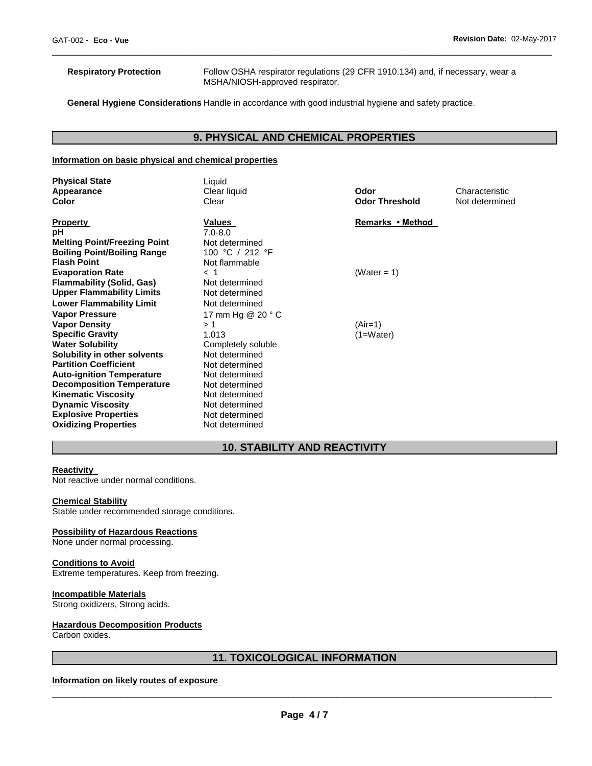**Respiratory Protection** Follow OSHA respirator regulations (29 CFR 1910.134) and, if necessary, wear a MSHA/NIOSH-approved respirator.

**General Hygiene Considerations** Handle in accordance with good industrial hygiene and safety practice.

## 9. PHYSICAL AND CHEMICAL PROPERTIES

### Information on basic physical and chemical properties

| | | | |
|---|---|---|---|
| **Physical State** | Liquid | | |
| **Appearance** | Clear liquid | **Odor** | Characteristic |
| **Color** | Clear | **Odor Threshold** | Not determined |

| **Property** | **Values** | **Remarks • Method** |
|---|---|---|
| **pH** | 7.0-8.0 | |
| **Melting Point/Freezing Point** | Not determined | |
| **Boiling Point/Boiling Range** | 100 °C / 212 °F | |
| **Flash Point** | Not flammable | |
| **Evaporation Rate** | < 1 | (Water = 1) |
| **Flammability (Solid, Gas)** | Not determined | |
| **Upper Flammability Limits** | Not determined | |
| **Lower Flammability Limit** | Not determined | |
| **Vapor Pressure** | 17 mm Hg @ 20 ° C | |
| **Vapor Density** | > 1 | (Air=1) |
| **Specific Gravity** | 1.013 | (1=Water) |
| **Water Solubility** | Completely soluble | |
| **Solubility in other solvents** | Not determined | |
| **Partition Coefficient** | Not determined | |
| **Auto-ignition Temperature** | Not determined | |
| **Decomposition Temperature** | Not determined | |
| **Kinematic Viscosity** | Not determined | |
| **Dynamic Viscosity** | Not determined | |
| **Explosive Properties** | Not determined | |
| **Oxidizing Properties** | Not determined | |

## 10. STABILITY AND REACTIVITY

**Reactivity**
Not reactive under normal conditions.

**Chemical Stability**
Stable under recommended storage conditions.

**Possibility of Hazardous Reactions**
None under normal processing.

**Conditions to Avoid**
Extreme temperatures. Keep from freezing.

**Incompatible Materials**
Strong oxidizers, Strong acids.

**Hazardous Decomposition Products**
Carbon oxides.

## 11. TOXICOLOGICAL INFORMATION

**Information on likely routes of exposure**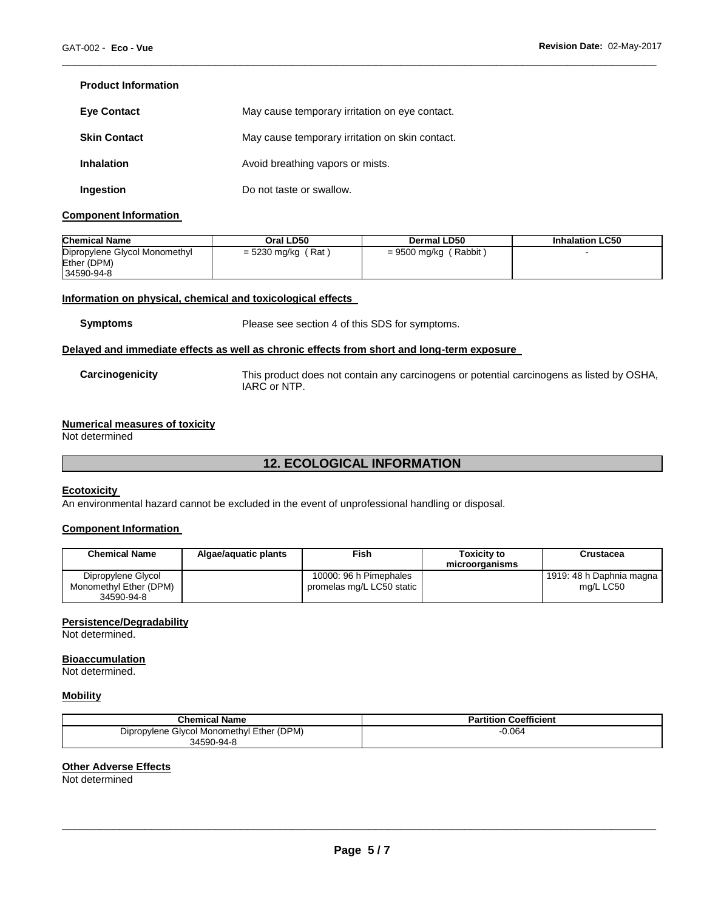**Product Information**

**Eye Contact** May cause temporary irritation on eye contact.

**Skin Contact** May cause temporary irritation on skin contact.

**Inhalation** Avoid breathing vapors or mists.

**Ingestion** Do not taste or swallow.

**Component Information**

| Chemical Name | Oral LD50 | Dermal LD50 | Inhalation LC50 |
|---|---|---|---|
| Dipropylene Glycol Monomethyl Ether (DPM) 34590-94-8 | = 5230 mg/kg ( Rat ) | = 9500 mg/kg ( Rabbit ) | - |

**Information on physical, chemical and toxicological effects**

**Symptoms** Please see section 4 of this SDS for symptoms.

**Delayed and immediate effects as well as chronic effects from short and long-term exposure**

**Carcinogenicity** This product does not contain any carcinogens or potential carcinogens as listed by OSHA, IARC or NTP.

**Numerical measures of toxicity**

Not determined

## 12. ECOLOGICAL INFORMATION

**Ecotoxicity**

An environmental hazard cannot be excluded in the event of unprofessional handling or disposal.

**Component Information**

| Chemical Name | Algae/aquatic plants | Fish | Toxicity to microorganisms | Crustacea |
|---|---|---|---|---|
| Dipropylene Glycol Monomethyl Ether (DPM) 34590-94-8 | | 10000: 96 h Pimephales promelas mg/L LC50 static | | 1919: 48 h Daphnia magna mg/L LC50 |

**Persistence/Degradability**

Not determined.

**Bioaccumulation**

Not determined.

**Mobility**

| Chemical Name | Partition Coefficient |
|---|---|
| Dipropylene Glycol Monomethyl Ether (DPM) 34590-94-8 | -0.064 |

**Other Adverse Effects**

Not determined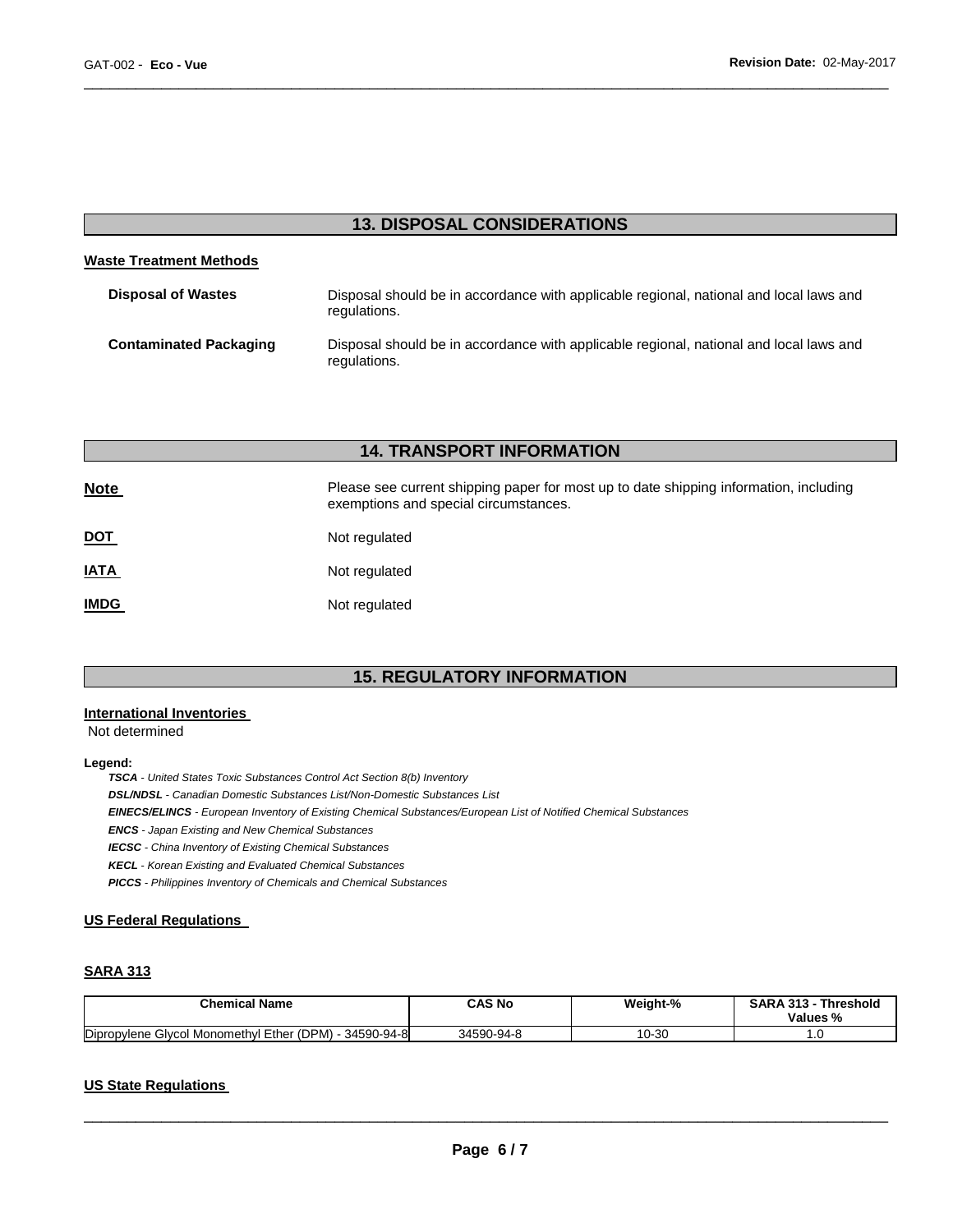## 13. DISPOSAL CONSIDERATIONS

### Waste Treatment Methods

**Disposal of Wastes** Disposal should be in accordance with applicable regional, national and local laws and regulations.

**Contaminated Packaging** Disposal should be in accordance with applicable regional, national and local laws and regulations.

## 14. TRANSPORT INFORMATION

**Note** Please see current shipping paper for most up to date shipping information, including exemptions and special circumstances.

**DOT** Not regulated

**IATA** Not regulated

**IMDG** Not regulated

## 15. REGULATORY INFORMATION

### International Inventories

Not determined

**Legend:**

*__TSCA__ - United States Toxic Substances Control Act Section 8(b) Inventory*
*__DSL/NDSL__ - Canadian Domestic Substances List/Non-Domestic Substances List*
*__EINECS/ELINCS__ - European Inventory of Existing Chemical Substances/European List of Notified Chemical Substances*
*__ENCS__ - Japan Existing and New Chemical Substances*
*__IECSC__ - China Inventory of Existing Chemical Substances*
*__KECL__ - Korean Existing and Evaluated Chemical Substances*
*__PICCS__ - Philippines Inventory of Chemicals and Chemical Substances*

### US Federal Regulations

### SARA 313

| Chemical Name | CAS No | Weight-% | SARA 313 - Threshold Values % |
|---|---|---|---|
| Dipropylene Glycol Monomethyl Ether (DPM) - 34590-94-8 | 34590-94-8 | 10-30 | 1.0 |

### US State Regulations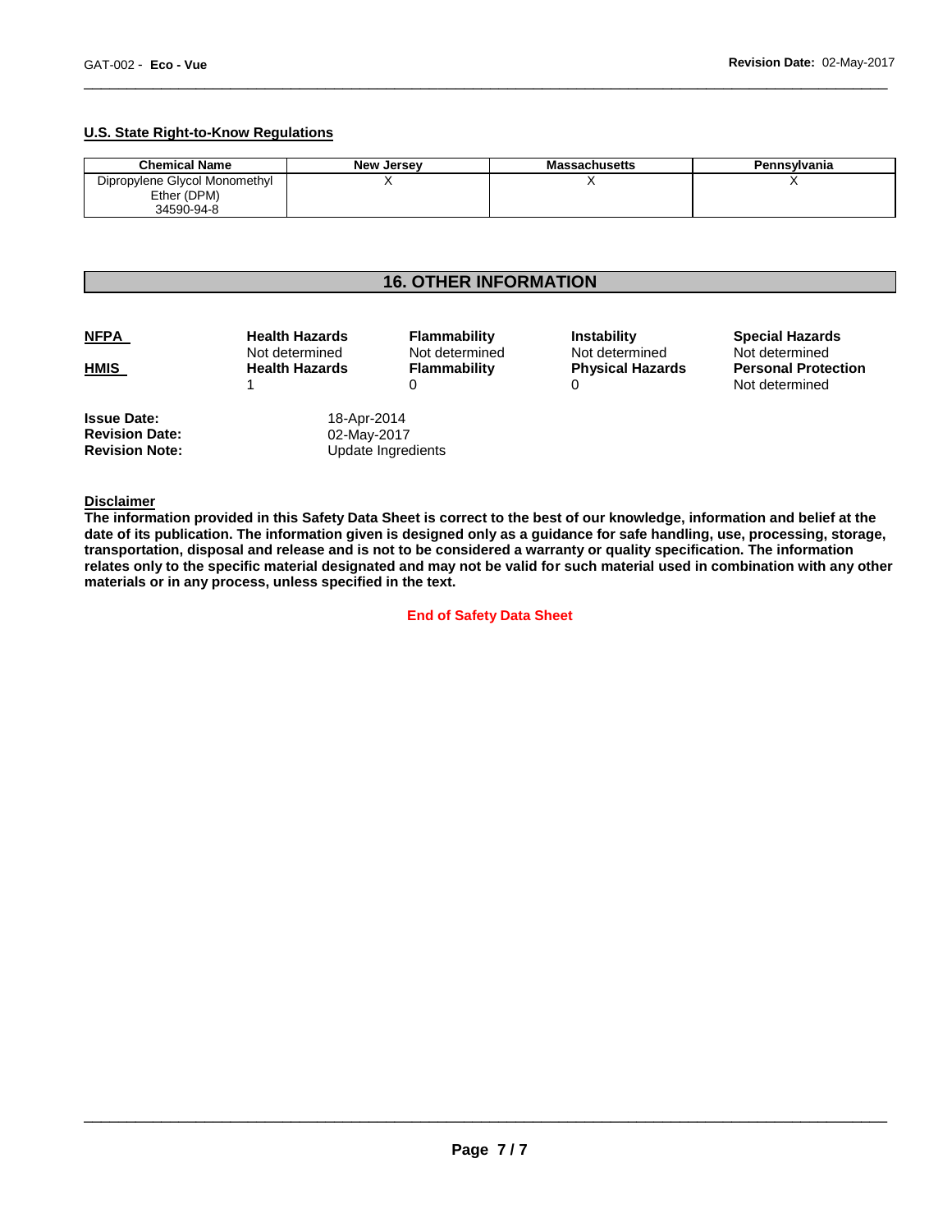### U.S. State Right-to-Know Regulations

| Chemical Name | New Jersey | Massachusetts | Pennsylvania |
| --- | --- | --- | --- |
| Dipropylene Glycol Monomethyl Ether (DPM) 34590-94-8 | X | X | X |

## 16. OTHER INFORMATION

| | | | | |
| --- | --- | --- | --- | --- |
| **NFPA** | **Health Hazards** Not determined | **Flammability** Not determined | **Instability** Not determined | **Special Hazards** Not determined |
| **HMIS** | **Health Hazards** 1 | **Flammability** 0 | **Physical Hazards** 0 | **Personal Protection** Not determined |

**Issue Date:** 18-Apr-2014
**Revision Date:** 02-May-2017
**Revision Note:** Update Ingredients

**Disclaimer**

**The information provided in this Safety Data Sheet is correct to the best of our knowledge, information and belief at the date of its publication. The information given is designed only as a guidance for safe handling, use, processing, storage, transportation, disposal and release and is not to be considered a warranty or quality specification. The information relates only to the specific material designated and may not be valid for such material used in combination with any other materials or in any process, unless specified in the text.**

**End of Safety Data Sheet**